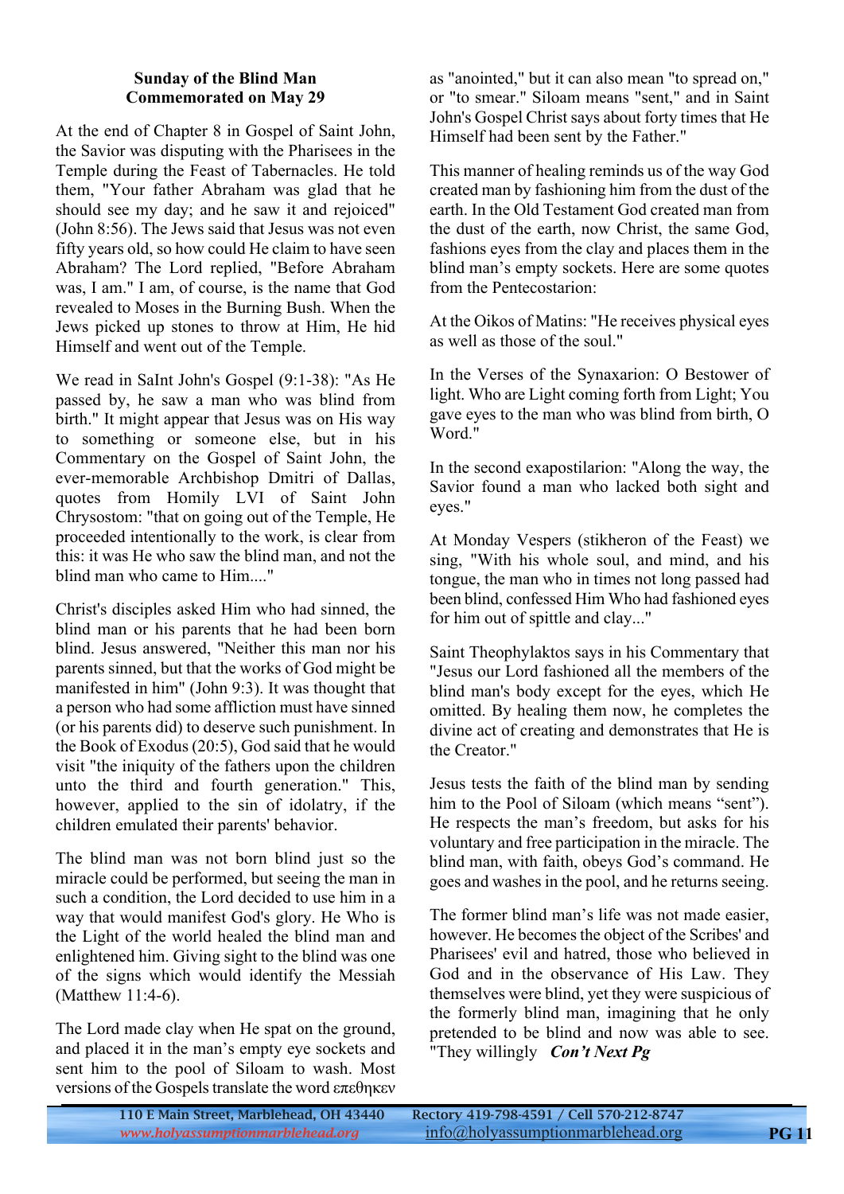**Sunday of the Blind Man**
**Commemorated on May 29**

At the end of Chapter 8 in Gospel of Saint John, the Savior was disputing with the Pharisees in the Temple during the Feast of Tabernacles. He told them, "Your father Abraham was glad that he should see my day; and he saw it and rejoiced" (John 8:56). The Jews said that Jesus was not even fifty years old, so how could He claim to have seen Abraham? The Lord replied, "Before Abraham was, I am." I am, of course, is the name that God revealed to Moses in the Burning Bush. When the Jews picked up stones to throw at Him, He hid Himself and went out of the Temple.

We read in SaInt John's Gospel (9:1-38): "As He passed by, he saw a man who was blind from birth." It might appear that Jesus was on His way to something or someone else, but in his Commentary on the Gospel of Saint John, the ever-memorable Archbishop Dmitri of Dallas, quotes from Homily LVI of Saint John Chrysostom: "that on going out of the Temple, He proceeded intentionally to the work, is clear from this: it was He who saw the blind man, and not the blind man who came to Him...."

Christ's disciples asked Him who had sinned, the blind man or his parents that he had been born blind. Jesus answered, "Neither this man nor his parents sinned, but that the works of God might be manifested in him" (John 9:3). It was thought that a person who had some affliction must have sinned (or his parents did) to deserve such punishment. In the Book of Exodus (20:5), God said that he would visit "the iniquity of the fathers upon the children unto the third and fourth generation." This, however, applied to the sin of idolatry, if the children emulated their parents' behavior.

The blind man was not born blind just so the miracle could be performed, but seeing the man in such a condition, the Lord decided to use him in a way that would manifest God's glory. He Who is the Light of the world healed the blind man and enlightened him. Giving sight to the blind was one of the signs which would identify the Messiah (Matthew 11:4-6).

The Lord made clay when He spat on the ground, and placed it in the man's empty eye sockets and sent him to the pool of Siloam to wash. Most versions of the Gospels translate the word επεθηκεν as "anointed," but it can also mean "to spread on," or "to smear." Siloam means "sent," and in Saint John's Gospel Christ says about forty times that He Himself had been sent by the Father."

This manner of healing reminds us of the way God created man by fashioning him from the dust of the earth. In the Old Testament God created man from the dust of the earth, now Christ, the same God, fashions eyes from the clay and places them in the blind man's empty sockets. Here are some quotes from the Pentecostarion:

At the Oikos of Matins: "He receives physical eyes as well as those of the soul."

In the Verses of the Synaxarion: O Bestower of light. Who are Light coming forth from Light; You gave eyes to the man who was blind from birth, O Word."

In the second exapostilarion: "Along the way, the Savior found a man who lacked both sight and eyes."

At Monday Vespers (stikheron of the Feast) we sing, "With his whole soul, and mind, and his tongue, the man who in times not long passed had been blind, confessed Him Who had fashioned eyes for him out of spittle and clay..."

Saint Theophylaktos says in his Commentary that "Jesus our Lord fashioned all the members of the blind man's body except for the eyes, which He omitted. By healing them now, he completes the divine act of creating and demonstrates that He is the Creator."

Jesus tests the faith of the blind man by sending him to the Pool of Siloam (which means "sent"). He respects the man's freedom, but asks for his voluntary and free participation in the miracle. The blind man, with faith, obeys God's command. He goes and washes in the pool, and he returns seeing.

The former blind man's life was not made easier, however. He becomes the object of the Scribes' and Pharisees' evil and hatred, those who believed in God and in the observance of His Law. They themselves were blind, yet they were suspicious of the formerly blind man, imagining that he only pretended to be blind and now was able to see. "They willingly ***Con't Next Pg***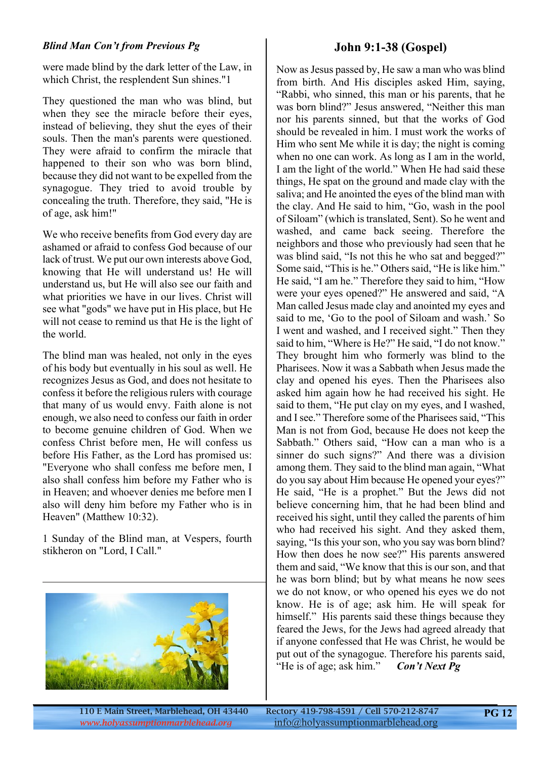*Blind Man Con't from Previous Pg*

were made blind by the dark letter of the Law, in which Christ, the resplendent Sun shines."1

They questioned the man who was blind, but when they see the miracle before their eyes, instead of believing, they shut the eyes of their souls. Then the man's parents were questioned. They were afraid to confirm the miracle that happened to their son who was born blind, because they did not want to be expelled from the synagogue. They tried to avoid trouble by concealing the truth. Therefore, they said, "He is of age, ask him!"

We who receive benefits from God every day are ashamed or afraid to confess God because of our lack of trust. We put our own interests above God, knowing that He will understand us! He will understand us, but He will also see our faith and what priorities we have in our lives. Christ will see what "gods" we have put in His place, but He will not cease to remind us that He is the light of the world.

The blind man was healed, not only in the eyes of his body but eventually in his soul as well. He recognizes Jesus as God, and does not hesitate to confess it before the religious rulers with courage that many of us would envy. Faith alone is not enough, we also need to confess our faith in order to become genuine children of God. When we confess Christ before men, He will confess us before His Father, as the Lord has promised us: "Everyone who shall confess me before men, I also shall confess him before my Father who is in Heaven; and whoever denies me before men I also will deny him before my Father who is in Heaven" (Matthew 10:32).

1 Sunday of the Blind man, at Vespers, fourth stikheron on "Lord, I Call."

## John 9:1-38 (Gospel)

Now as Jesus passed by, He saw a man who was blind from birth. And His disciples asked Him, saying, "Rabbi, who sinned, this man or his parents, that he was born blind?" Jesus answered, "Neither this man nor his parents sinned, but that the works of God should be revealed in him. I must work the works of Him who sent Me while it is day; the night is coming when no one can work. As long as I am in the world, I am the light of the world." When He had said these things, He spat on the ground and made clay with the saliva; and He anointed the eyes of the blind man with the clay. And He said to him, "Go, wash in the pool of Siloam" (which is translated, Sent). So he went and washed, and came back seeing. Therefore the neighbors and those who previously had seen that he was blind said, "Is not this he who sat and begged?" Some said, "This is he." Others said, "He is like him." He said, "I am he." Therefore they said to him, "How were your eyes opened?" He answered and said, "A Man called Jesus made clay and anointed my eyes and said to me, 'Go to the pool of Siloam and wash.' So I went and washed, and I received sight." Then they said to him, "Where is He?" He said, "I do not know." They brought him who formerly was blind to the Pharisees. Now it was a Sabbath when Jesus made the clay and opened his eyes. Then the Pharisees also asked him again how he had received his sight. He said to them, "He put clay on my eyes, and I washed, and I see." Therefore some of the Pharisees said, "This Man is not from God, because He does not keep the Sabbath." Others said, "How can a man who is a sinner do such signs?" And there was a division among them. They said to the blind man again, "What do you say about Him because He opened your eyes?" He said, "He is a prophet." But the Jews did not believe concerning him, that he had been blind and received his sight, until they called the parents of him who had received his sight. And they asked them, saying, "Is this your son, who you say was born blind? How then does he now see?" His parents answered them and said, "We know that this is our son, and that he was born blind; but by what means he now sees we do not know, or who opened his eyes we do not know. He is of age; ask him. He will speak for himself." His parents said these things because they feared the Jews, for the Jews had agreed already that if anyone confessed that He was Christ, he would be put out of the synagogue. Therefore his parents said, "He is of age; ask him." ***Con't Next Pg***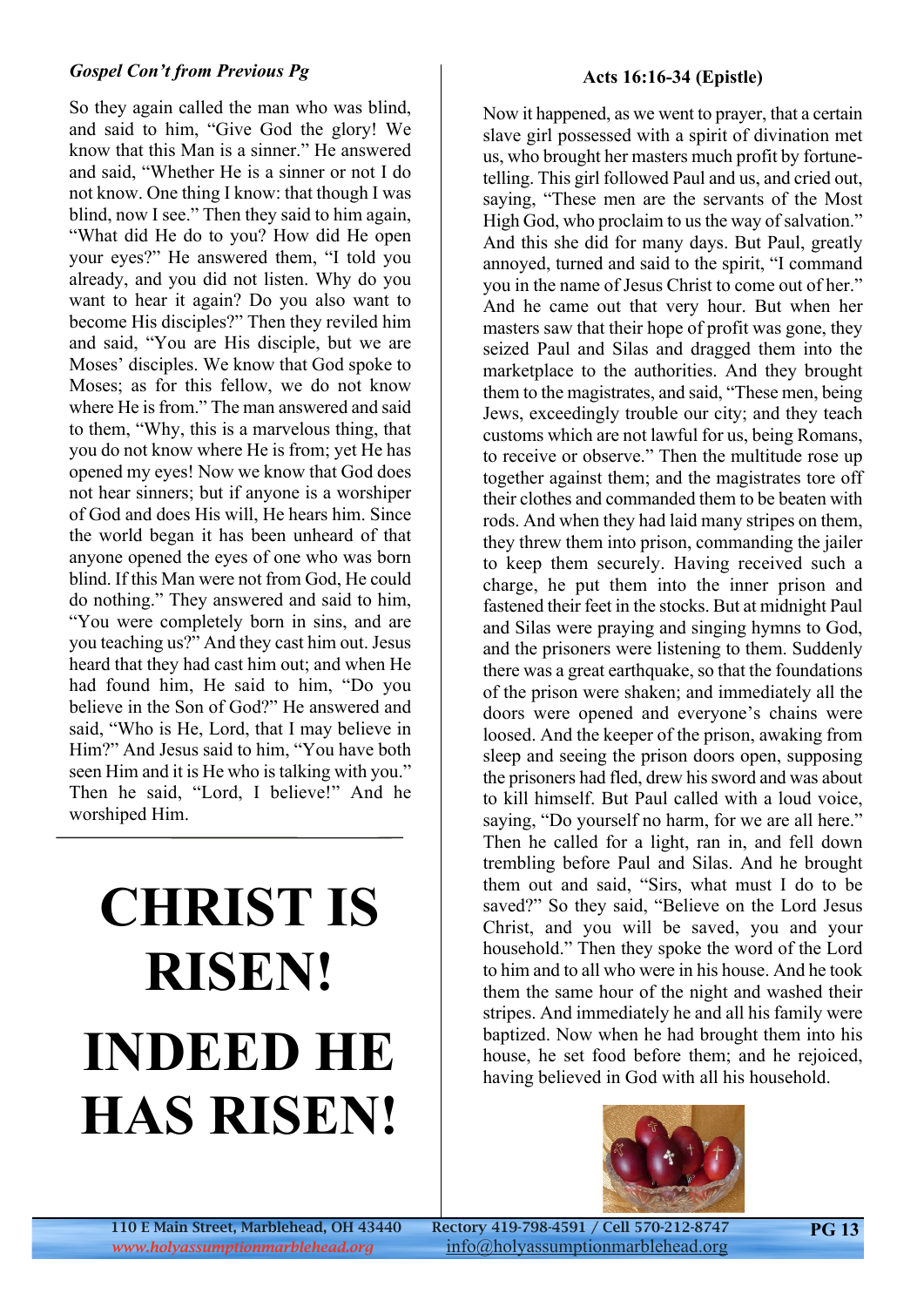*Gospel Con't from Previous Pg*

So they again called the man who was blind, and said to him, "Give God the glory! We know that this Man is a sinner." He answered and said, "Whether He is a sinner or not I do not know. One thing I know: that though I was blind, now I see." Then they said to him again, "What did He do to you? How did He open your eyes?" He answered them, "I told you already, and you did not listen. Why do you want to hear it again? Do you also want to become His disciples?" Then they reviled him and said, "You are His disciple, but we are Moses' disciples. We know that God spoke to Moses; as for this fellow, we do not know where He is from." The man answered and said to them, "Why, this is a marvelous thing, that you do not know where He is from; yet He has opened my eyes! Now we know that God does not hear sinners; but if anyone is a worshiper of God and does His will, He hears him. Since the world began it has been unheard of that anyone opened the eyes of one who was born blind. If this Man were not from God, He could do nothing." They answered and said to him, "You were completely born in sins, and are you teaching us?" And they cast him out. Jesus heard that they had cast him out; and when He had found him, He said to him, "Do you believe in the Son of God?" He answered and said, "Who is He, Lord, that I may believe in Him?" And Jesus said to him, "You have both seen Him and it is He who is talking with you." Then he said, "Lord, I believe!" And he worshiped Him.

# CHRIST IS RISEN!

# INDEED HE HAS RISEN!

### Acts 16:16-34 (Epistle)

Now it happened, as we went to prayer, that a certain slave girl possessed with a spirit of divination met us, who brought her masters much profit by fortune-telling. This girl followed Paul and us, and cried out, saying, "These men are the servants of the Most High God, who proclaim to us the way of salvation." And this she did for many days. But Paul, greatly annoyed, turned and said to the spirit, "I command you in the name of Jesus Christ to come out of her." And he came out that very hour. But when her masters saw that their hope of profit was gone, they seized Paul and Silas and dragged them into the marketplace to the authorities. And they brought them to the magistrates, and said, "These men, being Jews, exceedingly trouble our city; and they teach customs which are not lawful for us, being Romans, to receive or observe." Then the multitude rose up together against them; and the magistrates tore off their clothes and commanded them to be beaten with rods. And when they had laid many stripes on them, they threw them into prison, commanding the jailer to keep them securely. Having received such a charge, he put them into the inner prison and fastened their feet in the stocks. But at midnight Paul and Silas were praying and singing hymns to God, and the prisoners were listening to them. Suddenly there was a great earthquake, so that the foundations of the prison were shaken; and immediately all the doors were opened and everyone's chains were loosed. And the keeper of the prison, awaking from sleep and seeing the prison doors open, supposing the prisoners had fled, drew his sword and was about to kill himself. But Paul called with a loud voice, saying, "Do yourself no harm, for we are all here." Then he called for a light, ran in, and fell down trembling before Paul and Silas. And he brought them out and said, "Sirs, what must I do to be saved?" So they said, "Believe on the Lord Jesus Christ, and you will be saved, you and your household." Then they spoke the word of the Lord to him and to all who were in his house. And he took them the same hour of the night and washed their stripes. And immediately he and all his family were baptized. Now when he had brought them into his house, he set food before them; and he rejoiced, having believed in God with all his household.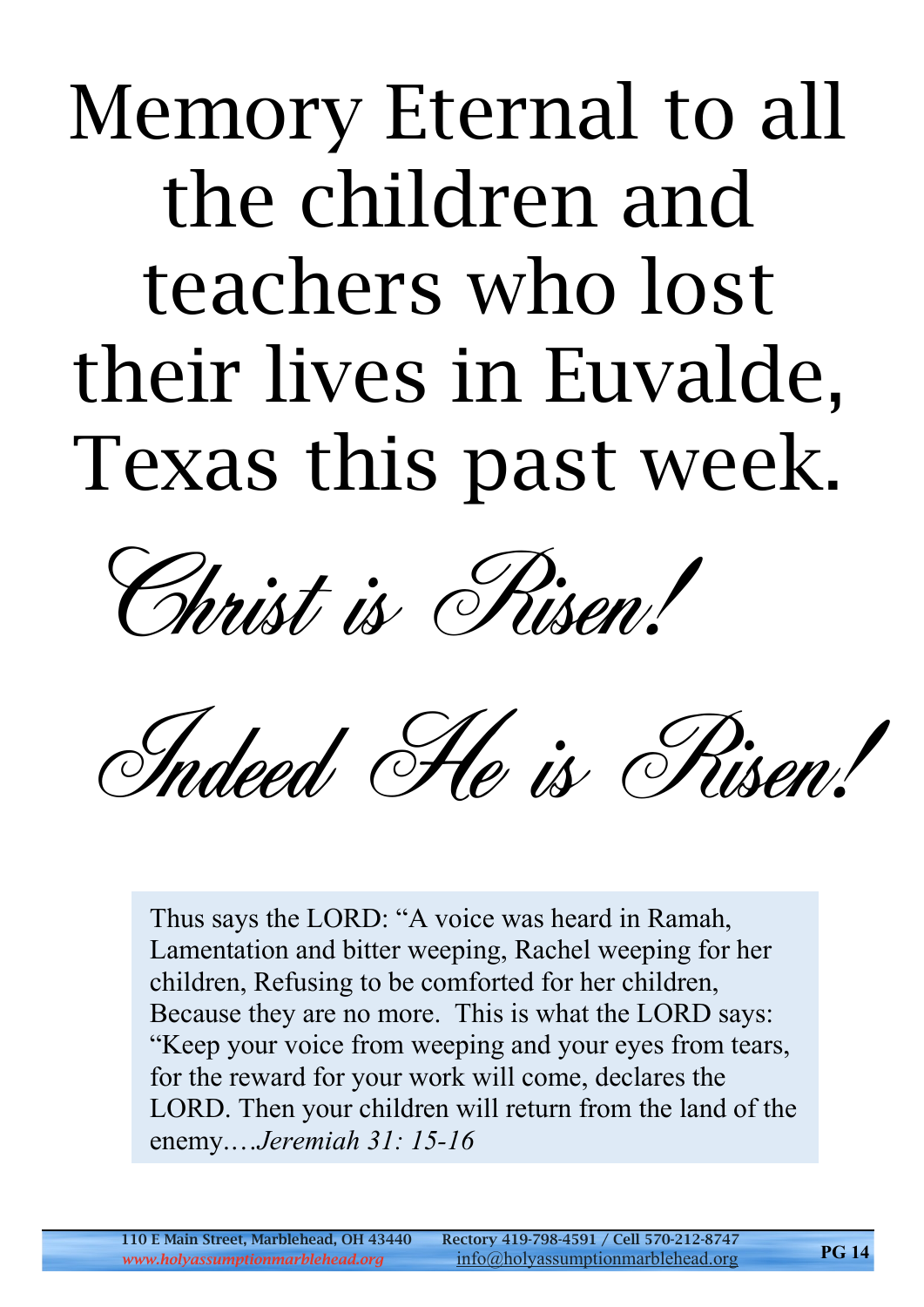# Memory Eternal to all the children and teachers who lost their lives in Euvalde, Texas this past week.

## *Christ is Risen!*

## *Indeed He is Risen!*

Thus says the LORD: "A voice was heard in Ramah, Lamentation and bitter weeping, Rachel weeping for her children, Refusing to be comforted for her children, Because they are no more. This is what the LORD says: "Keep your voice from weeping and your eyes from tears, for the reward for your work will come, declares the LORD. Then your children will return from the land of the enemy….*Jeremiah 31: 15-16*